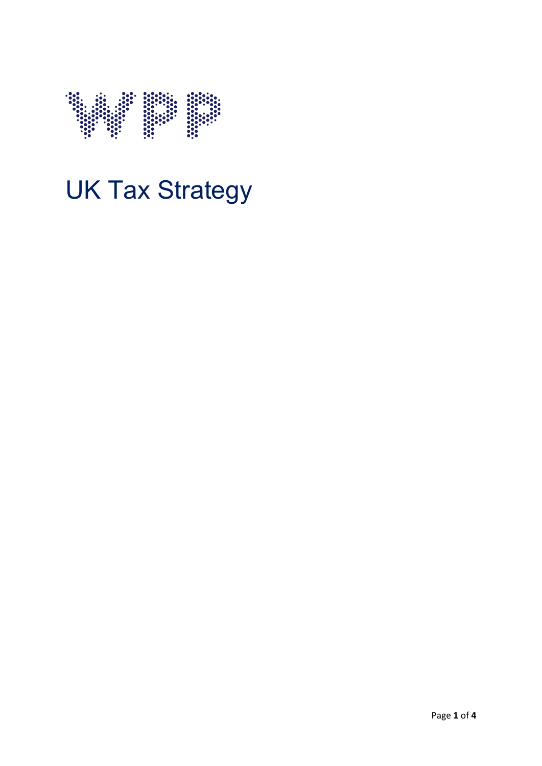# UK Tax Strategy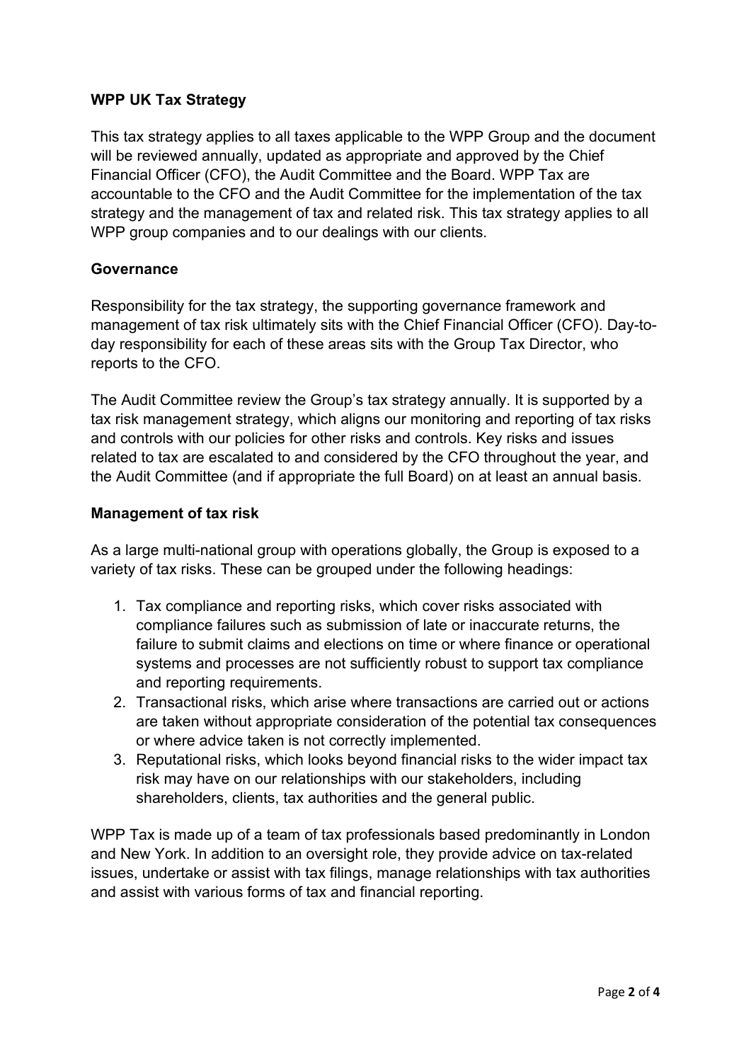## WPP UK Tax Strategy

This tax strategy applies to all taxes applicable to the WPP Group and the document will be reviewed annually, updated as appropriate and approved by the Chief Financial Officer (CFO), the Audit Committee and the Board. WPP Tax are accountable to the CFO and the Audit Committee for the implementation of the tax strategy and the management of tax and related risk. This tax strategy applies to all WPP group companies and to our dealings with our clients.

### Governance

Responsibility for the tax strategy, the supporting governance framework and management of tax risk ultimately sits with the Chief Financial Officer (CFO). Day-to-day responsibility for each of these areas sits with the Group Tax Director, who reports to the CFO.

The Audit Committee review the Group's tax strategy annually. It is supported by a tax risk management strategy, which aligns our monitoring and reporting of tax risks and controls with our policies for other risks and controls. Key risks and issues related to tax are escalated to and considered by the CFO throughout the year, and the Audit Committee (and if appropriate the full Board) on at least an annual basis.

### Management of tax risk

As a large multi-national group with operations globally, the Group is exposed to a variety of tax risks. These can be grouped under the following headings:

1. Tax compliance and reporting risks, which cover risks associated with compliance failures such as submission of late or inaccurate returns, the failure to submit claims and elections on time or where finance or operational systems and processes are not sufficiently robust to support tax compliance and reporting requirements.
2. Transactional risks, which arise where transactions are carried out or actions are taken without appropriate consideration of the potential tax consequences or where advice taken is not correctly implemented.
3. Reputational risks, which looks beyond financial risks to the wider impact tax risk may have on our relationships with our stakeholders, including shareholders, clients, tax authorities and the general public.

WPP Tax is made up of a team of tax professionals based predominantly in London and New York. In addition to an oversight role, they provide advice on tax-related issues, undertake or assist with tax filings, manage relationships with tax authorities and assist with various forms of tax and financial reporting.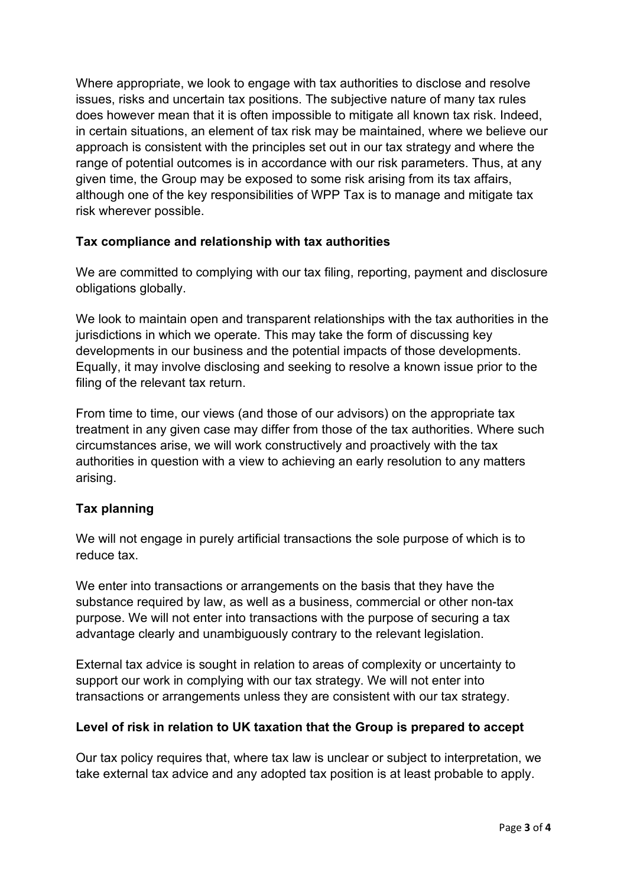Where appropriate, we look to engage with tax authorities to disclose and resolve issues, risks and uncertain tax positions. The subjective nature of many tax rules does however mean that it is often impossible to mitigate all known tax risk. Indeed, in certain situations, an element of tax risk may be maintained, where we believe our approach is consistent with the principles set out in our tax strategy and where the range of potential outcomes is in accordance with our risk parameters. Thus, at any given time, the Group may be exposed to some risk arising from its tax affairs, although one of the key responsibilities of WPP Tax is to manage and mitigate tax risk wherever possible.

## Tax compliance and relationship with tax authorities

We are committed to complying with our tax filing, reporting, payment and disclosure obligations globally.

We look to maintain open and transparent relationships with the tax authorities in the jurisdictions in which we operate. This may take the form of discussing key developments in our business and the potential impacts of those developments. Equally, it may involve disclosing and seeking to resolve a known issue prior to the filing of the relevant tax return.

From time to time, our views (and those of our advisors) on the appropriate tax treatment in any given case may differ from those of the tax authorities. Where such circumstances arise, we will work constructively and proactively with the tax authorities in question with a view to achieving an early resolution to any matters arising.

## Tax planning

We will not engage in purely artificial transactions the sole purpose of which is to reduce tax.

We enter into transactions or arrangements on the basis that they have the substance required by law, as well as a business, commercial or other non-tax purpose. We will not enter into transactions with the purpose of securing a tax advantage clearly and unambiguously contrary to the relevant legislation.

External tax advice is sought in relation to areas of complexity or uncertainty to support our work in complying with our tax strategy. We will not enter into transactions or arrangements unless they are consistent with our tax strategy.

## Level of risk in relation to UK taxation that the Group is prepared to accept

Our tax policy requires that, where tax law is unclear or subject to interpretation, we take external tax advice and any adopted tax position is at least probable to apply.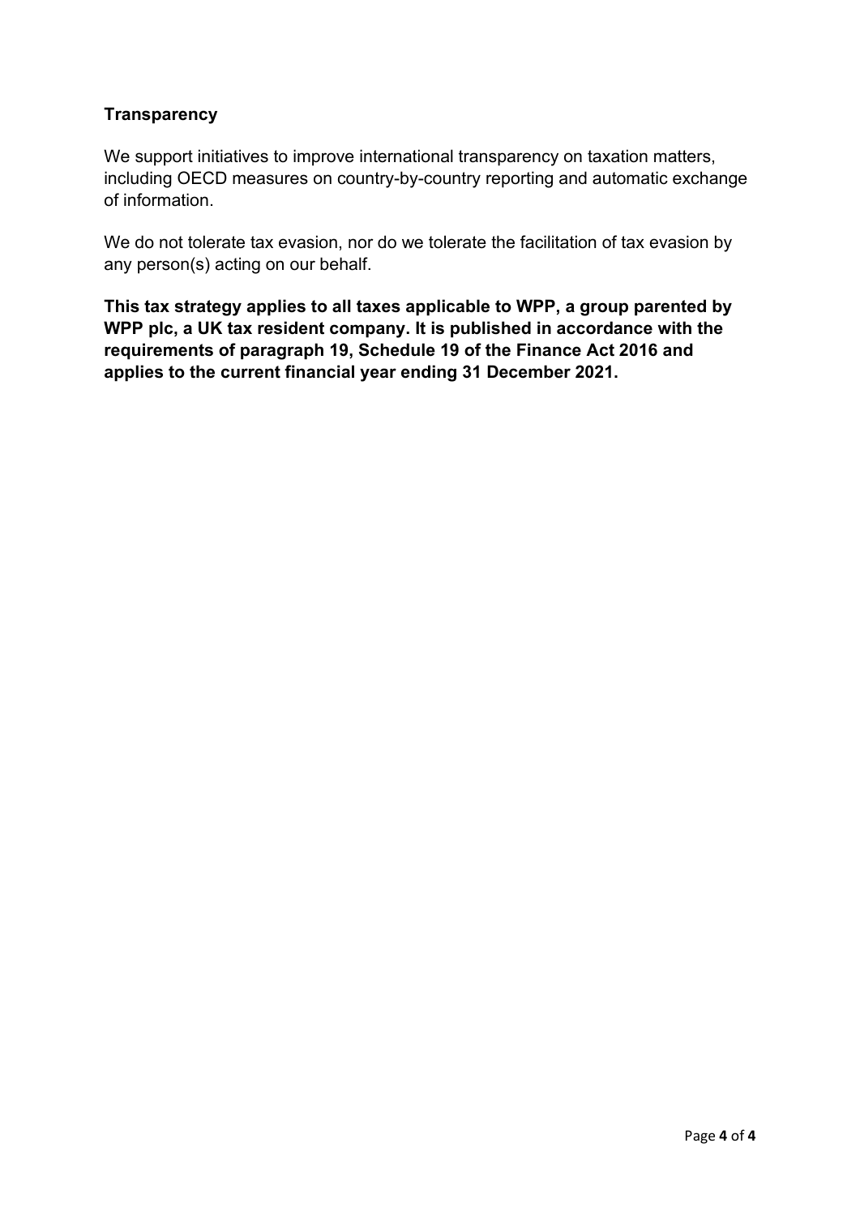## Transparency

We support initiatives to improve international transparency on taxation matters, including OECD measures on country-by-country reporting and automatic exchange of information.

We do not tolerate tax evasion, nor do we tolerate the facilitation of tax evasion by any person(s) acting on our behalf.

**This tax strategy applies to all taxes applicable to WPP, a group parented by WPP plc, a UK tax resident company. It is published in accordance with the requirements of paragraph 19, Schedule 19 of the Finance Act 2016 and applies to the current financial year ending 31 December 2021.**